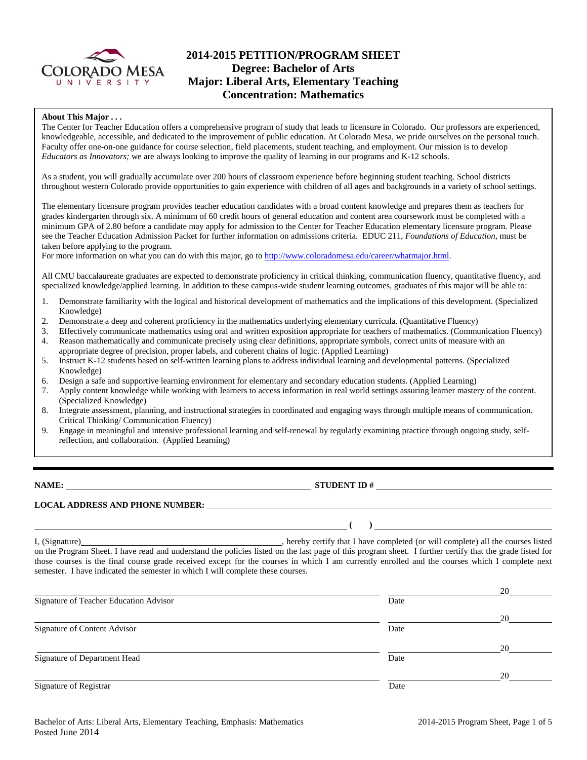# 2014-2015 PETITION/PROGRAM SHEET
## Degree: Bachelor of Arts
## Major: Liberal Arts, Elementary Teaching
## Concentration: Mathematics

**About This Major . . .**

The Center for Teacher Education offers a comprehensive program of study that leads to licensure in Colorado. Our professors are experienced, knowledgeable, accessible, and dedicated to the improvement of public education. At Colorado Mesa, we pride ourselves on the personal touch. Faculty offer one-on-one guidance for course selection, field placements, student teaching, and employment. Our mission is to develop *Educators as Innovators;* we are always looking to improve the quality of learning in our programs and K-12 schools.

As a student, you will gradually accumulate over 200 hours of classroom experience before beginning student teaching. School districts throughout western Colorado provide opportunities to gain experience with children of all ages and backgrounds in a variety of school settings.

The elementary licensure program provides teacher education candidates with a broad content knowledge and prepares them as teachers for grades kindergarten through six. A minimum of 60 credit hours of general education and content area coursework must be completed with a minimum GPA of 2.80 before a candidate may apply for admission to the Center for Teacher Education elementary licensure program. Please see the Teacher Education Admission Packet for further information on admissions criteria. EDUC 211, *Foundations of Education*, must be taken before applying to the program.

For more information on what you can do with this major, go to http://www.coloradomesa.edu/career/whatmajor.html.

All CMU baccalaureate graduates are expected to demonstrate proficiency in critical thinking, communication fluency, quantitative fluency, and specialized knowledge/applied learning. In addition to these campus-wide student learning outcomes, graduates of this major will be able to:

1. Demonstrate familiarity with the logical and historical development of mathematics and the implications of this development. (Specialized Knowledge)
2. Demonstrate a deep and coherent proficiency in the mathematics underlying elementary curricula. (Quantitative Fluency)
3. Effectively communicate mathematics using oral and written exposition appropriate for teachers of mathematics. (Communication Fluency)
4. Reason mathematically and communicate precisely using clear definitions, appropriate symbols, correct units of measure with an appropriate degree of precision, proper labels, and coherent chains of logic. (Applied Learning)
5. Instruct K-12 students based on self-written learning plans to address individual learning and developmental patterns. (Specialized Knowledge)
6. Design a safe and supportive learning environment for elementary and secondary education students. (Applied Learning)
7. Apply content knowledge while working with learners to access information in real world settings assuring learner mastery of the content. (Specialized Knowledge)
8. Integrate assessment, planning, and instructional strategies in coordinated and engaging ways through multiple means of communication. Critical Thinking/ Communication Fluency)
9. Engage in meaningful and intensive professional learning and self-renewal by regularly examining practice through ongoing study, self-reflection, and collaboration. (Applied Learning)

---

**NAME:** ______________________________ **STUDENT ID #** ______________________________

**LOCAL ADDRESS AND PHONE NUMBER:** ______________________________

______________________________ **( )** ______________________________

I, (Signature)______________________________, hereby certify that I have completed (or will complete) all the courses listed on the Program Sheet. I have read and understand the policies listed on the last page of this program sheet. I further certify that the grade listed for those courses is the final course grade received except for the courses in which I am currently enrolled and the courses which I complete next semester. I have indicated the semester in which I will complete these courses.

______________________________ ______________ 20______
Signature of Teacher Education Advisor Date

______________________________ ______________ 20______
Signature of Content Advisor Date

______________________________ ______________ 20______
Signature of Department Head Date

______________________________ ______________ 20______
Signature of Registrar Date

Bachelor of Arts: Liberal Arts, Elementary Teaching, Emphasis: Mathematics
Posted June 2014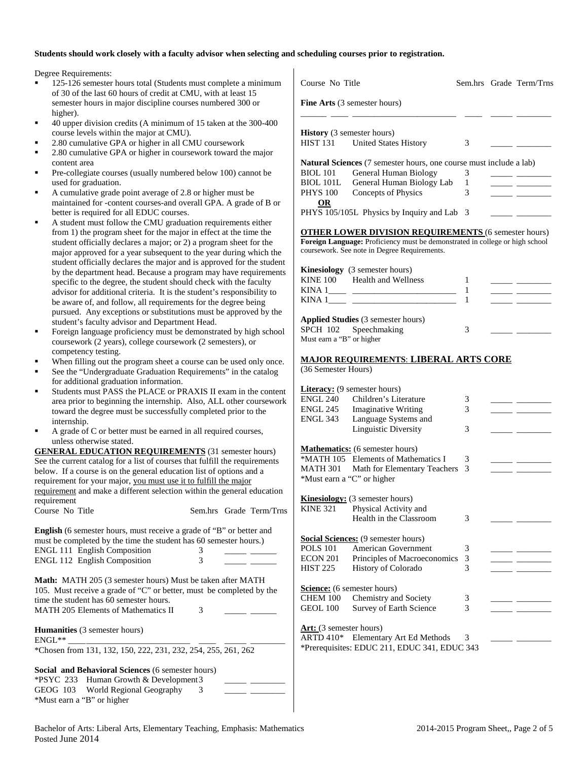**Students should work closely with a faculty advisor when selecting and scheduling courses prior to registration.**

Degree Requirements:

- 125-126 semester hours total (Students must complete a minimum of 30 of the last 60 hours of credit at CMU, with at least 15 semester hours in major discipline courses numbered 300 or higher).
- 40 upper division credits (A minimum of 15 taken at the 300-400 course levels within the major at CMU).
- 2.80 cumulative GPA or higher in all CMU coursework
- 2.80 cumulative GPA or higher in coursework toward the major content area
- Pre-collegiate courses (usually numbered below 100) cannot be used for graduation.
- A cumulative grade point average of 2.8 or higher must be maintained for -content courses-and overall GPA. A grade of B or better is required for all EDUC courses.
- A student must follow the CMU graduation requirements either from 1) the program sheet for the major in effect at the time the student officially declares a major; or 2) a program sheet for the major approved for a year subsequent to the year during which the student officially declares the major and is approved for the student by the department head. Because a program may have requirements specific to the degree, the student should check with the faculty advisor for additional criteria. It is the student's responsibility to be aware of, and follow, all requirements for the degree being pursued. Any exceptions or substitutions must be approved by the student's faculty advisor and Department Head.
- Foreign language proficiency must be demonstrated by high school coursework (2 years), college coursework (2 semesters), or competency testing.
- When filling out the program sheet a course can be used only once.
- See the "Undergraduate Graduation Requirements" in the catalog for additional graduation information.
- Students must PASS the PLACE or PRAXIS II exam in the content area prior to beginning the internship. Also, ALL other coursework toward the degree must be successfully completed prior to the internship.
- A grade of C or better must be earned in all required courses, unless otherwise stated.

**GENERAL EDUCATION REQUIREMENTS** (31 semester hours) See the current catalog for a list of courses that fulfill the requirements below. If a course is on the general education list of options and a requirement for your major, you must use it to fulfill the major requirement and make a different selection within the general education requirement

| Course No | Title | Sem.hrs | Grade | Term/Trns |
|---|---|---|---|---|
| **English** (6 semester hours, must receive a grade of "B" or better and must be completed by the time the student has 60 semester hours.) | | | | |
| ENGL 111 | English Composition | 3 | | |
| ENGL 112 | English Composition | 3 | | |
| **Math:** MATH 205 (3 semester hours) Must be taken after MATH 105. Must receive a grade of "C" or better, must be completed by the time the student has 60 semester hours. | | | | |
| MATH 205 | Elements of Mathematics II | 3 | | |
| **Humanities** (3 semester hours) | | | | |
| ENGL** | | | | |
| *Chosen from 131, 132, 150, 222, 231, 232, 254, 255, 261, 262 | | | | |
| **Social and Behavioral Sciences** (6 semester hours) | | | | |
| *PSYC 233 | Human Growth & Development | 3 | | |
| GEOG 103 | World Regional Geography | 3 | | |
| *Must earn a "B" or higher | | | | |
| **Fine Arts** (3 semester hours) | | | | |
| | | | | |
| **History** (3 semester hours) | | | | |
| HIST 131 | United States History | 3 | | |
| **Natural Sciences** (7 semester hours, one course must include a lab) | | | | |
| BIOL 101 | General Human Biology | 3 | | |
| BIOL 101L | General Human Biology Lab | 1 | | |
| PHYS 100 | Concepts of Physics | 3 | | |
| **OR** | | | | |
| PHYS 105/105L | Physics by Inquiry and Lab | 3 | | |

**OTHER LOWER DIVISION REQUIREMENTS** (6 semester hours)

**Foreign Language:** Proficiency must be demonstrated in college or high school coursework. See note in Degree Requirements.

| Course No | Title | Sem.hrs | Grade | Term/Trns |
|---|---|---|---|---|
| **Kinesiology** (3 semester hours) | | | | |
| KINE 100 | Health and Wellness | 1 | | |
| KINA 1____ | | 1 | | |
| KINA 1____ | | 1 | | |
| **Applied Studies** (3 semester hours) | | | | |
| SPCH 102 | Speechmaking | 3 | | |
| Must earn a "B" or higher | | | | |

**MAJOR REQUIREMENTS: LIBERAL ARTS CORE**
(36 Semester Hours)

| Course No | Title | Sem.hrs | Grade | Term/Trns |
|---|---|---|---|---|
| **Literacy:** (9 semester hours) | | | | |
| ENGL 240 | Children's Literature | 3 | | |
| ENGL 245 | Imaginative Writing | 3 | | |
| ENGL 343 | Language Systems and Linguistic Diversity | 3 | | |
| **Mathematics:** (6 semester hours) | | | | |
| *MATH 105 | Elements of Mathematics I | 3 | | |
| MATH 301 | Math for Elementary Teachers | 3 | | |
| *Must earn a "C" or higher | | | | |
| **Kinesiology:** (3 semester hours) | | | | |
| KINE 321 | Physical Activity and Health in the Classroom | 3 | | |
| **Social Sciences:** (9 semester hours) | | | | |
| POLS 101 | American Government | 3 | | |
| ECON 201 | Principles of Macroeconomics | 3 | | |
| HIST 225 | History of Colorado | 3 | | |
| **Science:** (6 semester hours) | | | | |
| CHEM 100 | Chemistry and Society | 3 | | |
| GEOL 100 | Survey of Earth Science | 3 | | |
| **Art:** (3 semester hours) | | | | |
| ARTD 410* | Elementary Art Ed Methods | 3 | | |
| *Prerequisites: EDUC 211, EDUC 341, EDUC 343 | | | | |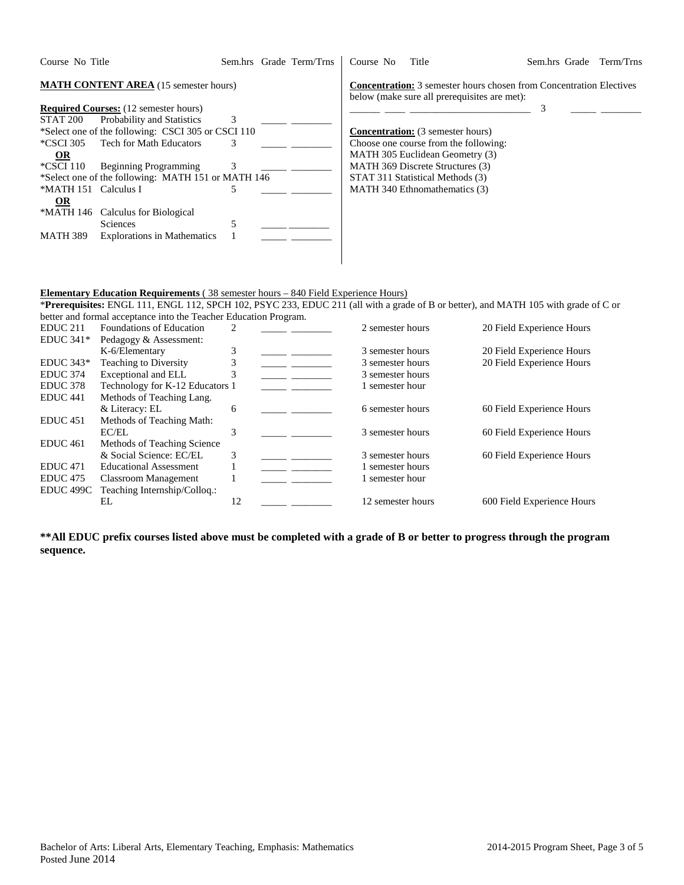| Course No | Title | Sem.hrs | Grade | Term/Trns |
|---|---|---|---|---|

**MATH CONTENT AREA** (15 semester hours)

**Required Courses:** (12 semester hours)

| Course No | Title | Sem.hrs | Grade | Term/Trns |
|---|---|---|---|---|
| STAT 200 | Probability and Statistics | 3 | _____ | ________ |
| *Select one of the following: CSCI 305 or CSCI 110 | | | | |
| *CSCI 305 | Tech for Math Educators | 3 | _____ | ________ |
| **OR** | | | | |
| *CSCI 110 | Beginning Programming | 3 | _____ | ________ |
| *Select one of the following: MATH 151 or MATH 146 | | | | |
| *MATH 151 | Calculus I | 5 | _____ | ________ |
| **OR** | | | | |
| *MATH 146 | Calculus for Biological Sciences | 5 | _____ | ________ |
| MATH 389 | Explorations in Mathematics | 1 | _____ | ________ |

**Concentration:** 3 semester hours chosen from Concentration Electives below (make sure all prerequisites are met):

| Course No | Title | Sem.hrs | Grade | Term/Trns |
|---|---|---|---|---|
| ______ ____ | ________________________ | 3 | _____ | ________ |

**Concentration:** (3 semester hours)
Choose one course from the following:
MATH 305 Euclidean Geometry (3)
MATH 369 Discrete Structures (3)
STAT 311 Statistical Methods (3)
MATH 340 Ethnomathematics (3)

**Elementary Education Requirements** ( 38 semester hours – 840 Field Experience Hours)
\***Prerequisites:** ENGL 111, ENGL 112, SPCH 102, PSYC 233, EDUC 211 (all with a grade of B or better), and MATH 105 with grade of C or better and formal acceptance into the Teacher Education Program.

| Course No | Title | Sem.hrs | Grade | Term/Trns | Semester Hours | Field Experience Hours |
|---|---|---|---|---|---|---|
| EDUC 211 | Foundations of Education | 2 | _____ | ________ | 2 semester hours | 20 Field Experience Hours |
| EDUC 341* | Pedagogy & Assessment: K-6/Elementary | 3 | _____ | ________ | 3 semester hours | 20 Field Experience Hours |
| EDUC 343* | Teaching to Diversity | 3 | _____ | ________ | 3 semester hours | 20 Field Experience Hours |
| EDUC 374 | Exceptional and ELL | 3 | _____ | ________ | 3 semester hours | |
| EDUC 378 | Technology for K-12 Educators | 1 | _____ | ________ | 1 semester hour | |
| EDUC 441 | Methods of Teaching Lang. & Literacy: EL | 6 | _____ | ________ | 6 semester hours | 60 Field Experience Hours |
| EDUC 451 | Methods of Teaching Math: EC/EL | 3 | _____ | ________ | 3 semester hours | 60 Field Experience Hours |
| EDUC 461 | Methods of Teaching Science & Social Science: EC/EL | 3 | _____ | ________ | 3 semester hours | 60 Field Experience Hours |
| EDUC 471 | Educational Assessment | 1 | _____ | ________ | 1 semester hours | |
| EDUC 475 | Classroom Management | 1 | _____ | ________ | 1 semester hour | |
| EDUC 499C | Teaching Internship/Colloq.: EL | 12 | _____ | ________ | 12 semester hours | 600 Field Experience Hours |

**\*\*All EDUC prefix courses listed above must be completed with a grade of B or better to progress through the program sequence.**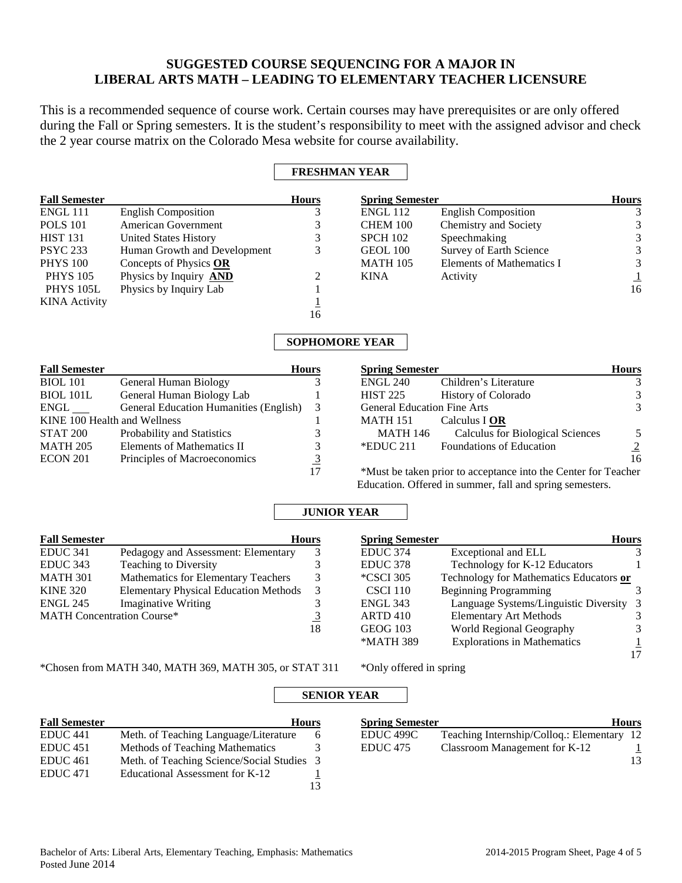## SUGGESTED COURSE SEQUENCING FOR A MAJOR IN LIBERAL ARTS MATH – LEADING TO ELEMENTARY TEACHER LICENSURE

This is a recommended sequence of course work. Certain courses may have prerequisites or are only offered during the Fall or Spring semesters. It is the student's responsibility to meet with the assigned advisor and check the 2 year course matrix on the Colorado Mesa website for course availability.

### FRESHMAN YEAR

| Fall Semester | | Hours |
|---|---|---|
| ENGL 111 | English Composition | 3 |
| POLS 101 | American Government | 3 |
| HIST 131 | United States History | 3 |
| PSYC 233 | Human Growth and Development | 3 |
| PHYS 100 | Concepts of Physics **OR** | |
| PHYS 105 | Physics by Inquiry **AND** | 2 |
| PHYS 105L | Physics by Inquiry Lab | 1 |
| KINA Activity | | 1 |
| | | 16 |

| Spring Semester | | Hours |
|---|---|---|
| ENGL 112 | English Composition | 3 |
| CHEM 100 | Chemistry and Society | 3 |
| SPCH 102 | Speechmaking | 3 |
| GEOL 100 | Survey of Earth Science | 3 |
| MATH 105 | Elements of Mathematics I | 3 |
| KINA | Activity | 1 |
| | | 16 |

### SOPHOMORE YEAR

| Fall Semester | | Hours |
|---|---|---|
| BIOL 101 | General Human Biology | 3 |
| BIOL 101L | General Human Biology Lab | 1 |
| ENGL ___ | General Education Humanities (English) | 3 |
| KINE 100 Health and Wellness | | 1 |
| STAT 200 | Probability and Statistics | 3 |
| MATH 205 | Elements of Mathematics II | 3 |
| ECON 201 | Principles of Macroeconomics | 3 |
| | | 17 |

| Spring Semester | | Hours |
|---|---|---|
| ENGL 240 | Children's Literature | 3 |
| HIST 225 | History of Colorado | 3 |
| General Education Fine Arts | | 3 |
| MATH 151 | Calculus I **OR** | |
| MATH 146 | Calculus for Biological Sciences | 5 |
| *EDUC 211 | Foundations of Education | 2 |
| | | 16 |

*Must be taken prior to acceptance into the Center for Teacher Education. Offered in summer, fall and spring semesters.

### JUNIOR YEAR

| Fall Semester | | Hours |
|---|---|---|
| EDUC 341 | Pedagogy and Assessment: Elementary | 3 |
| EDUC 343 | Teaching to Diversity | 3 |
| MATH 301 | Mathematics for Elementary Teachers | 3 |
| KINE 320 | Elementary Physical Education Methods | 3 |
| ENGL 245 | Imaginative Writing | 3 |
| MATH Concentration Course* | | 3 |
| | | 18 |

*Chosen from MATH 340, MATH 369, MATH 305, or STAT 311

| Spring Semester | | Hours |
|---|---|---|
| EDUC 374 | Exceptional and ELL | 3 |
| EDUC 378 | Technology for K-12 Educators | 1 |
| *CSCI 305 | Technology for Mathematics Educators **or** | |
| CSCI 110 | Beginning Programming | 3 |
| ENGL 343 | Language Systems/Linguistic Diversity | 3 |
| ARTD 410 | Elementary Art Methods | 3 |
| GEOG 103 | World Regional Geography | 3 |
| *MATH 389 | Explorations in Mathematics | 1 |
| | | 17 |

*Only offered in spring

### SENIOR YEAR

| Fall Semester | | Hours |
|---|---|---|
| EDUC 441 | Meth. of Teaching Language/Literature | 6 |
| EDUC 451 | Methods of Teaching Mathematics | 3 |
| EDUC 461 | Meth. of Teaching Science/Social Studies | 3 |
| EDUC 471 | Educational Assessment for K-12 | 1 |
| | | 13 |

| Spring Semester | | Hours |
|---|---|---|
| EDUC 499C | Teaching Internship/Colloq.: Elementary | 12 |
| EDUC 475 | Classroom Management for K-12 | 1 |
| | | 13 |

Bachelor of Arts: Liberal Arts, Elementary Teaching, Emphasis: Mathematics
Posted June 2014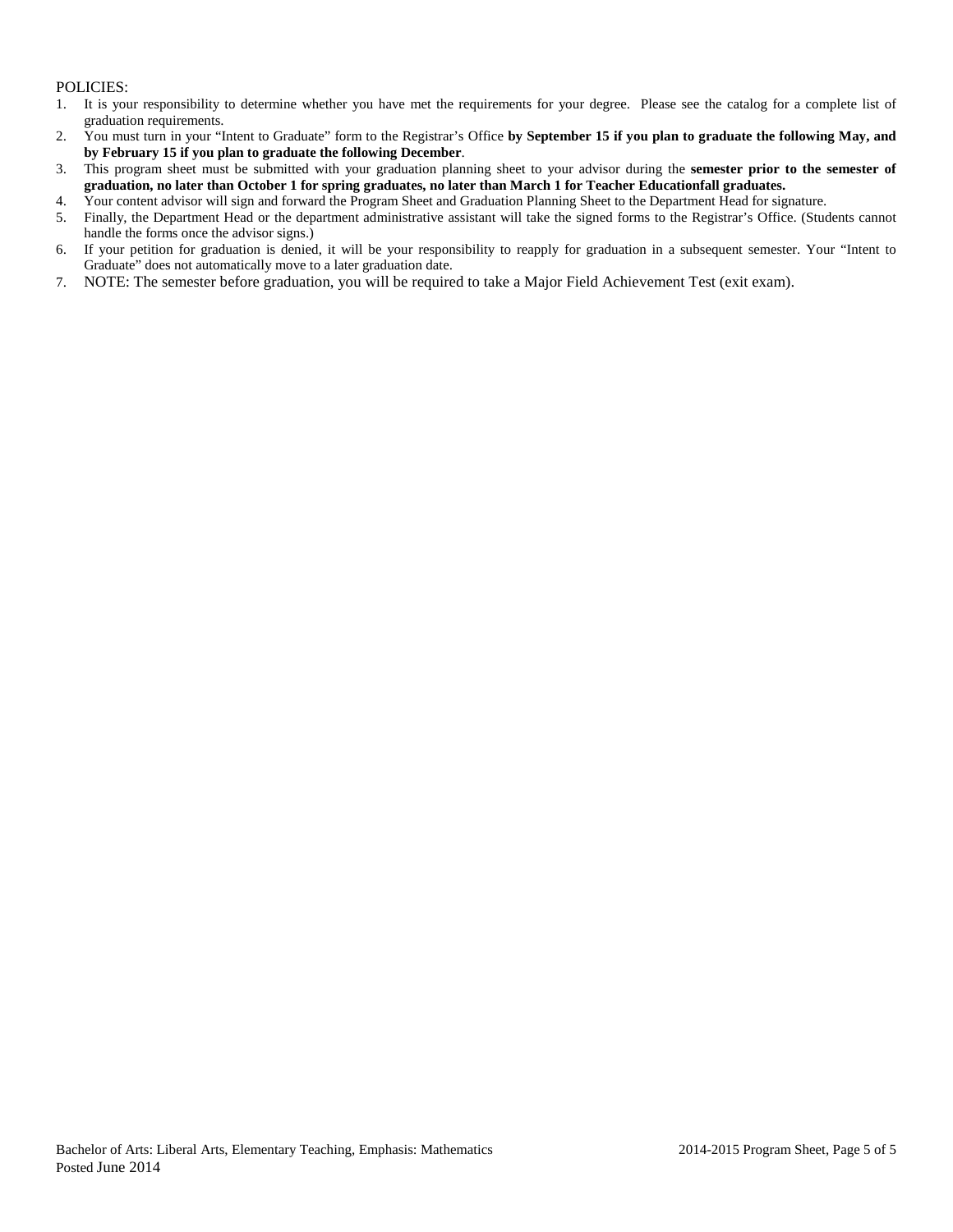POLICIES:

1. It is your responsibility to determine whether you have met the requirements for your degree. Please see the catalog for a complete list of graduation requirements.
2. You must turn in your "Intent to Graduate" form to the Registrar's Office **by September 15 if you plan to graduate the following May, and by February 15 if you plan to graduate the following December**.
3. This program sheet must be submitted with your graduation planning sheet to your advisor during the **semester prior to the semester of graduation, no later than October 1 for spring graduates, no later than March 1 for Teacher Educationfall graduates.**
4. Your content advisor will sign and forward the Program Sheet and Graduation Planning Sheet to the Department Head for signature.
5. Finally, the Department Head or the department administrative assistant will take the signed forms to the Registrar's Office. (Students cannot handle the forms once the advisor signs.)
6. If your petition for graduation is denied, it will be your responsibility to reapply for graduation in a subsequent semester. Your "Intent to Graduate" does not automatically move to a later graduation date.
7. NOTE: The semester before graduation, you will be required to take a Major Field Achievement Test (exit exam).

Posted June 2014